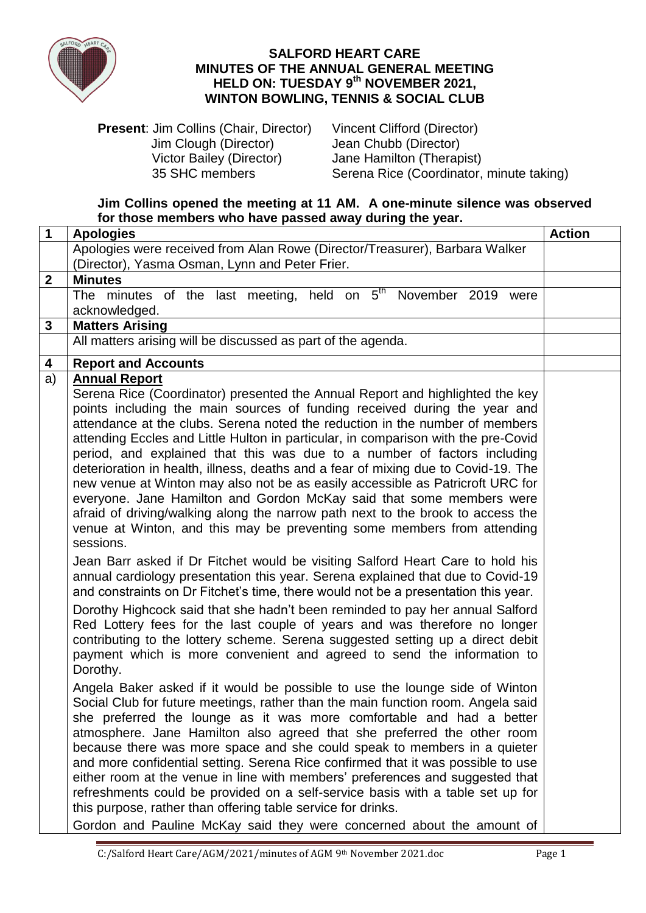# SALFORD HEART CARE
## MINUTES OF THE ANNUAL GENERAL MEETING
## HELD ON: TUESDAY 9th NOVEMBER 2021, WINTON BOWLING, TENNIS & SOCIAL CLUB

**Present**: Jim Collins (Chair, Director) Vincent Clifford (Director)
Jim Clough (Director) Jean Chubb (Director)
Victor Bailey (Director) Jane Hamilton (Therapist)
35 SHC members Serena Rice (Coordinator, minute taking)

**Jim Collins opened the meeting at 11 AM. A one-minute silence was observed for those members who have passed away during the year.**

| | | Action |
|---|---|---|
| **1** | **Apologies** | **Action** |
| | Apologies were received from Alan Rowe (Director/Treasurer), Barbara Walker (Director), Yasma Osman, Lynn and Peter Frier. | |
| **2** | **Minutes** | |
| | The minutes of the last meeting, held on 5th November 2019 were acknowledged. | |
| **3** | **Matters Arising** | |
| | All matters arising will be discussed as part of the agenda. | |
| **4** | **Report and Accounts** | |
| a) | **Annual Report**<br>Serena Rice (Coordinator) presented the Annual Report and highlighted the key points including the main sources of funding received during the year and attendance at the clubs. Serena noted the reduction in the number of members attending Eccles and Little Hulton in particular, in comparison with the pre-Covid period, and explained that this was due to a number of factors including deterioration in health, illness, deaths and a fear of mixing due to Covid-19. The new venue at Winton may also not be as easily accessible as Patricroft URC for everyone. Jane Hamilton and Gordon McKay said that some members were afraid of driving/walking along the narrow path next to the brook to access the venue at Winton, and this may be preventing some members from attending sessions.<br><br>Jean Barr asked if Dr Fitchet would be visiting Salford Heart Care to hold his annual cardiology presentation this year. Serena explained that due to Covid-19 and constraints on Dr Fitchet's time, there would not be a presentation this year.<br><br>Dorothy Highcock said that she hadn't been reminded to pay her annual Salford Red Lottery fees for the last couple of years and was therefore no longer contributing to the lottery scheme. Serena suggested setting up a direct debit payment which is more convenient and agreed to send the information to Dorothy.<br><br>Angela Baker asked if it would be possible to use the lounge side of Winton Social Club for future meetings, rather than the main function room. Angela said she preferred the lounge as it was more comfortable and had a better atmosphere. Jane Hamilton also agreed that she preferred the other room because there was more space and she could speak to members in a quieter and more confidential setting. Serena Rice confirmed that it was possible to use either room at the venue in line with members' preferences and suggested that refreshments could be provided on a self-service basis with a table set up for this purpose, rather than offering table service for drinks.<br><br>Gordon and Pauline McKay said they were concerned about the amount of | |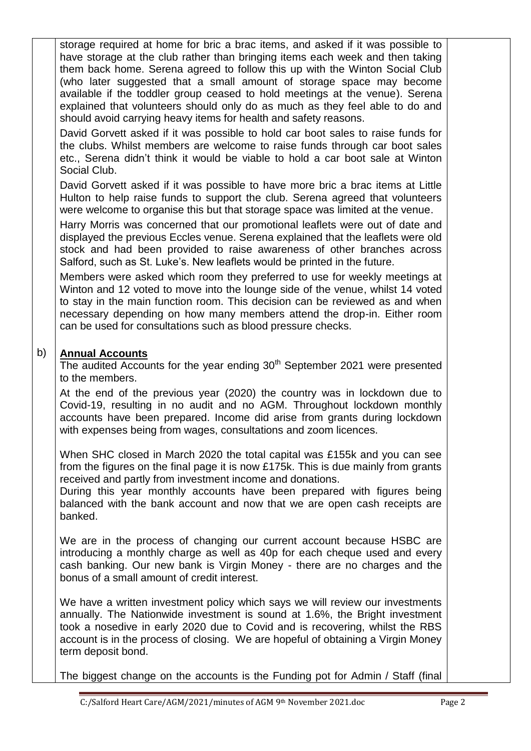storage required at home for bric a brac items, and asked if it was possible to have storage at the club rather than bringing items each week and then taking them back home. Serena agreed to follow this up with the Winton Social Club (who later suggested that a small amount of storage space may become available if the toddler group ceased to hold meetings at the venue). Serena explained that volunteers should only do as much as they feel able to do and should avoid carrying heavy items for health and safety reasons.

David Gorvett asked if it was possible to hold car boot sales to raise funds for the clubs. Whilst members are welcome to raise funds through car boot sales etc., Serena didn't think it would be viable to hold a car boot sale at Winton Social Club.

David Gorvett asked if it was possible to have more bric a brac items at Little Hulton to help raise funds to support the club. Serena agreed that volunteers were welcome to organise this but that storage space was limited at the venue.

Harry Morris was concerned that our promotional leaflets were out of date and displayed the previous Eccles venue. Serena explained that the leaflets were old stock and had been provided to raise awareness of other branches across Salford, such as St. Luke's. New leaflets would be printed in the future.

Members were asked which room they preferred to use for weekly meetings at Winton and 12 voted to move into the lounge side of the venue, whilst 14 voted to stay in the main function room. This decision can be reviewed as and when necessary depending on how many members attend the drop-in. Either room can be used for consultations such as blood pressure checks.

b) **Annual Accounts**

The audited Accounts for the year ending 30th September 2021 were presented to the members.

At the end of the previous year (2020) the country was in lockdown due to Covid-19, resulting in no audit and no AGM. Throughout lockdown monthly accounts have been prepared. Income did arise from grants during lockdown with expenses being from wages, consultations and zoom licences.

When SHC closed in March 2020 the total capital was £155k and you can see from the figures on the final page it is now £175k. This is due mainly from grants received and partly from investment income and donations.

During this year monthly accounts have been prepared with figures being balanced with the bank account and now that we are open cash receipts are banked.

We are in the process of changing our current account because HSBC are introducing a monthly charge as well as 40p for each cheque used and every cash banking. Our new bank is Virgin Money - there are no charges and the bonus of a small amount of credit interest.

We have a written investment policy which says we will review our investments annually. The Nationwide investment is sound at 1.6%, the Bright investment took a nosedive in early 2020 due to Covid and is recovering, whilst the RBS account is in the process of closing. We are hopeful of obtaining a Virgin Money term deposit bond.

The biggest change on the accounts is the Funding pot for Admin / Staff (final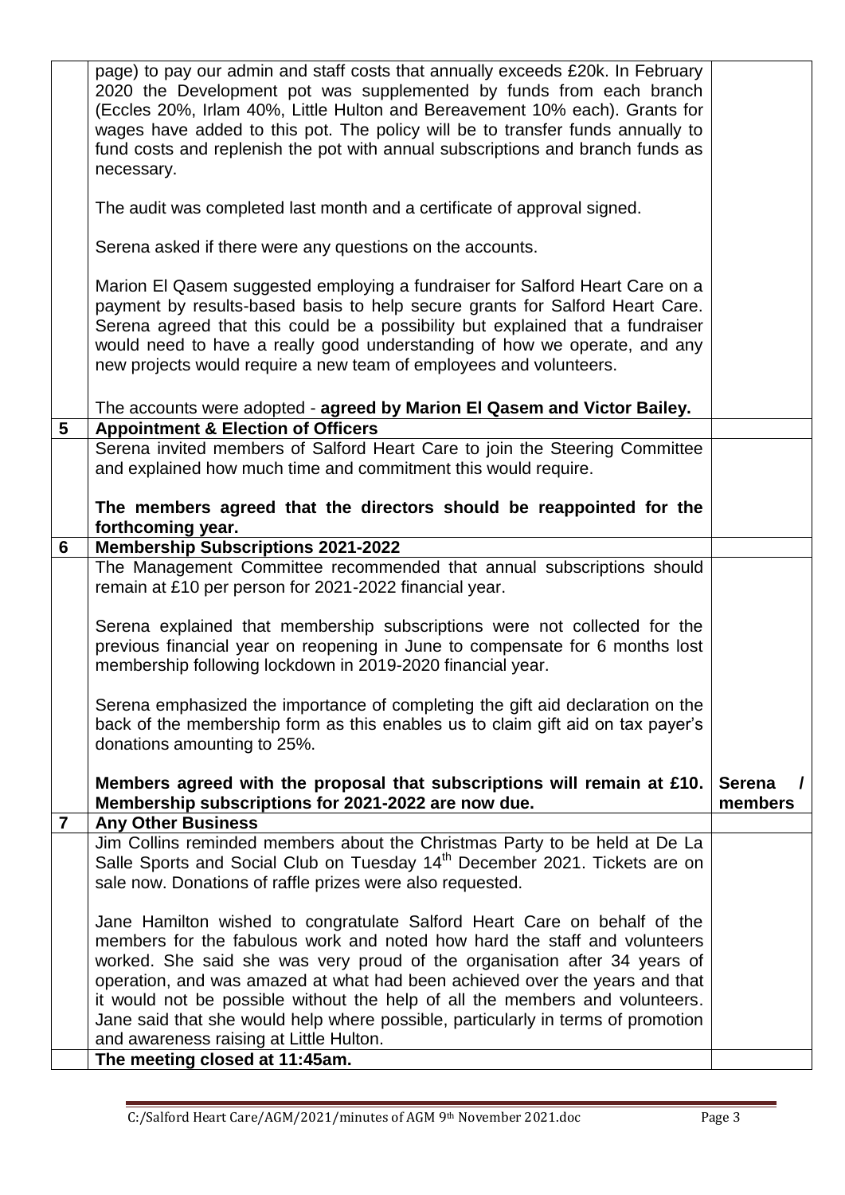| | | |
|---|---|---|
| | page) to pay our admin and staff costs that annually exceeds £20k. In February 2020 the Development pot was supplemented by funds from each branch (Eccles 20%, Irlam 40%, Little Hulton and Bereavement 10% each). Grants for wages have added to this pot. The policy will be to transfer funds annually to fund costs and replenish the pot with annual subscriptions and branch funds as necessary.<br><br>The audit was completed last month and a certificate of approval signed.<br><br>Serena asked if there were any questions on the accounts.<br><br>Marion El Qasem suggested employing a fundraiser for Salford Heart Care on a payment by results-based basis to help secure grants for Salford Heart Care. Serena agreed that this could be a possibility but explained that a fundraiser would need to have a really good understanding of how we operate, and any new projects would require a new team of employees and volunteers.<br><br>The accounts were adopted - **agreed by Marion El Qasem and Victor Bailey.** | |
| **5** | **Appointment & Election of Officers** | |
| | Serena invited members of Salford Heart Care to join the Steering Committee and explained how much time and commitment this would require.<br><br>**The members agreed that the directors should be reappointed for the forthcoming year.** | |
| **6** | **Membership Subscriptions 2021-2022** | |
| | The Management Committee recommended that annual subscriptions should remain at £10 per person for 2021-2022 financial year.<br><br>Serena explained that membership subscriptions were not collected for the previous financial year on reopening in June to compensate for 6 months lost membership following lockdown in 2019-2020 financial year.<br><br>Serena emphasized the importance of completing the gift aid declaration on the back of the membership form as this enables us to claim gift aid on tax payer's donations amounting to 25%.<br><br>**Members agreed with the proposal that subscriptions will remain at £10. Membership subscriptions for 2021-2022 are now due.** | **Serena / members** |
| **7** | **Any Other Business** | |
| | Jim Collins reminded members about the Christmas Party to be held at De La Salle Sports and Social Club on Tuesday 14th December 2021. Tickets are on sale now. Donations of raffle prizes were also requested.<br><br>Jane Hamilton wished to congratulate Salford Heart Care on behalf of the members for the fabulous work and noted how hard the staff and volunteers worked. She said she was very proud of the organisation after 34 years of operation, and was amazed at what had been achieved over the years and that it would not be possible without the help of all the members and volunteers. Jane said that she would help where possible, particularly in terms of promotion and awareness raising at Little Hulton. | |
| | **The meeting closed at 11:45am.** | |